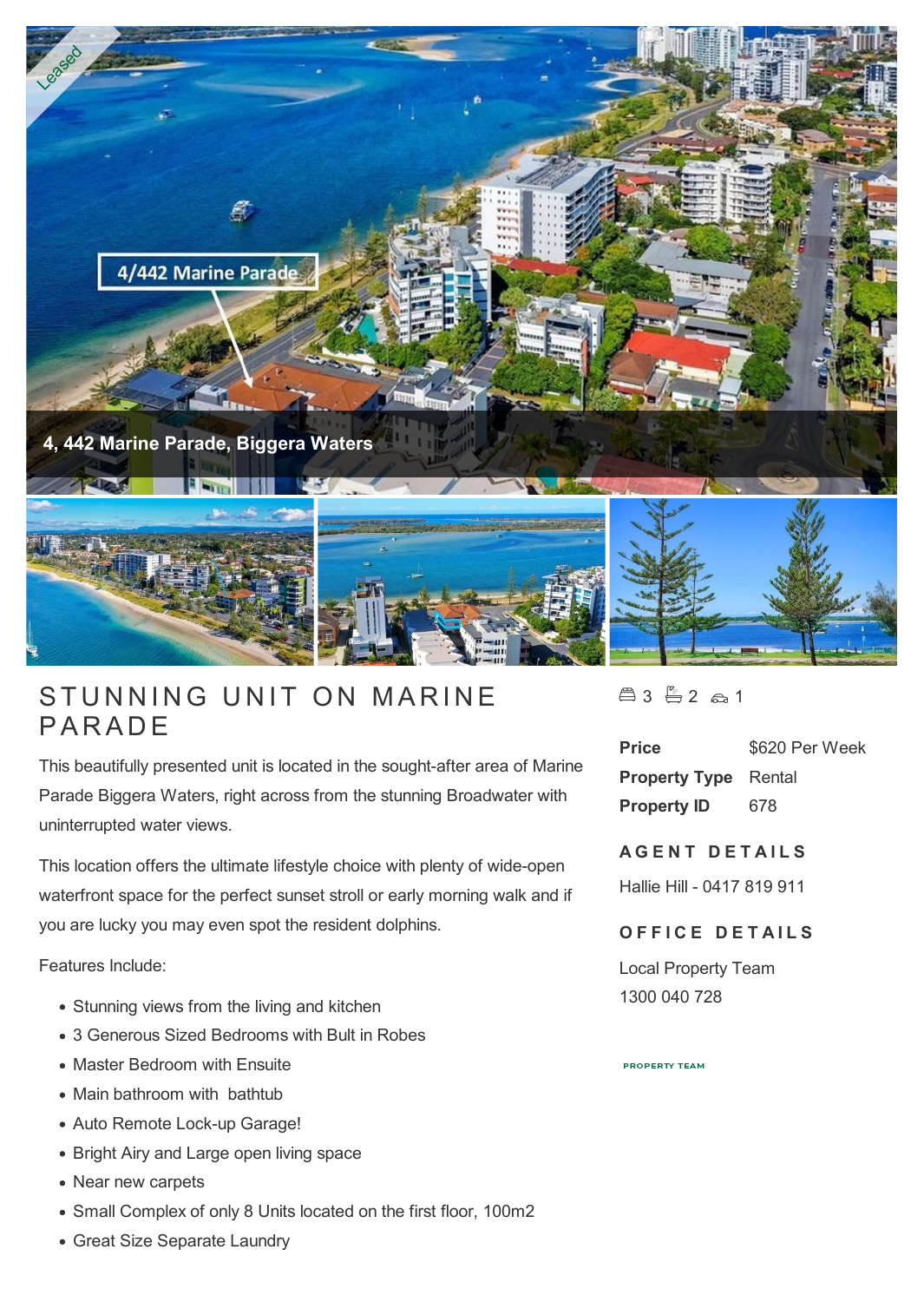Leased

4/442 Marine Parade

4, 442 Marine Parade, Biggera Waters

# STUNNING UNIT ON MARINE PARADE

This beautifully presented unit is located in the sought-after area of Marine Parade Biggera Waters, right across from the stunning Broadwater with uninterrupted water views.

This location offers the ultimate lifestyle choice with plenty of wide-open waterfront space for the perfect sunset stroll or early morning walk and if you are lucky you may even spot the resident dolphins.

Features Include:

- Stunning views from the living and kitchen
- 3 Generous Sized Bedrooms with Bult in Robes
- Master Bedroom with Ensuite
- Main bathroom with bathtub
- Auto Remote Lock-up Garage!
- Bright Airy and Large open living space
- Near new carpets
- Small Complex of only 8 Units located on the first floor, 100m2
- Great Size Separate Laundry

3 2 1

| | |
|---|---|
| **Price** | $620 Per Week |
| **Property Type** | Rental |
| **Property ID** | 678 |

## AGENT DETAILS

Hallie Hill - 0417 819 911

## OFFICE DETAILS

Local Property Team
1300 040 728

PROPERTY TEAM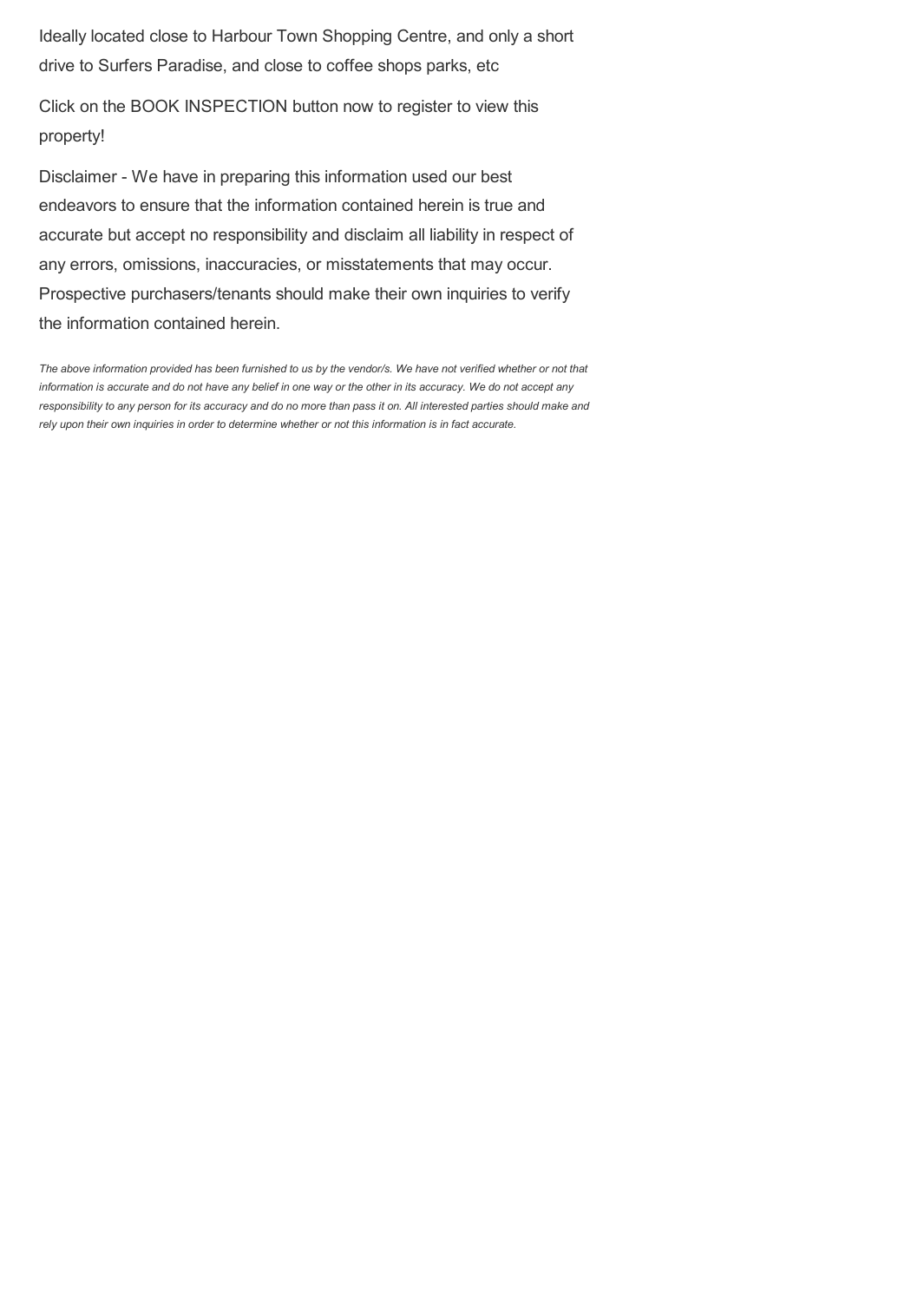Ideally located close to Harbour Town Shopping Centre, and only a short drive to Surfers Paradise, and close to coffee shops parks, etc

Click on the BOOK INSPECTION button now to register to view this property!

Disclaimer - We have in preparing this information used our best endeavors to ensure that the information contained herein is true and accurate but accept no responsibility and disclaim all liability in respect of any errors, omissions, inaccuracies, or misstatements that may occur. Prospective purchasers/tenants should make their own inquiries to verify the information contained herein.

*The above information provided has been furnished to us by the vendor/s. We have not verified whether or not that information is accurate and do not have any belief in one way or the other in its accuracy. We do not accept any responsibility to any person for its accuracy and do no more than pass it on. All interested parties should make and rely upon their own inquiries in order to determine whether or not this information is in fact accurate.*